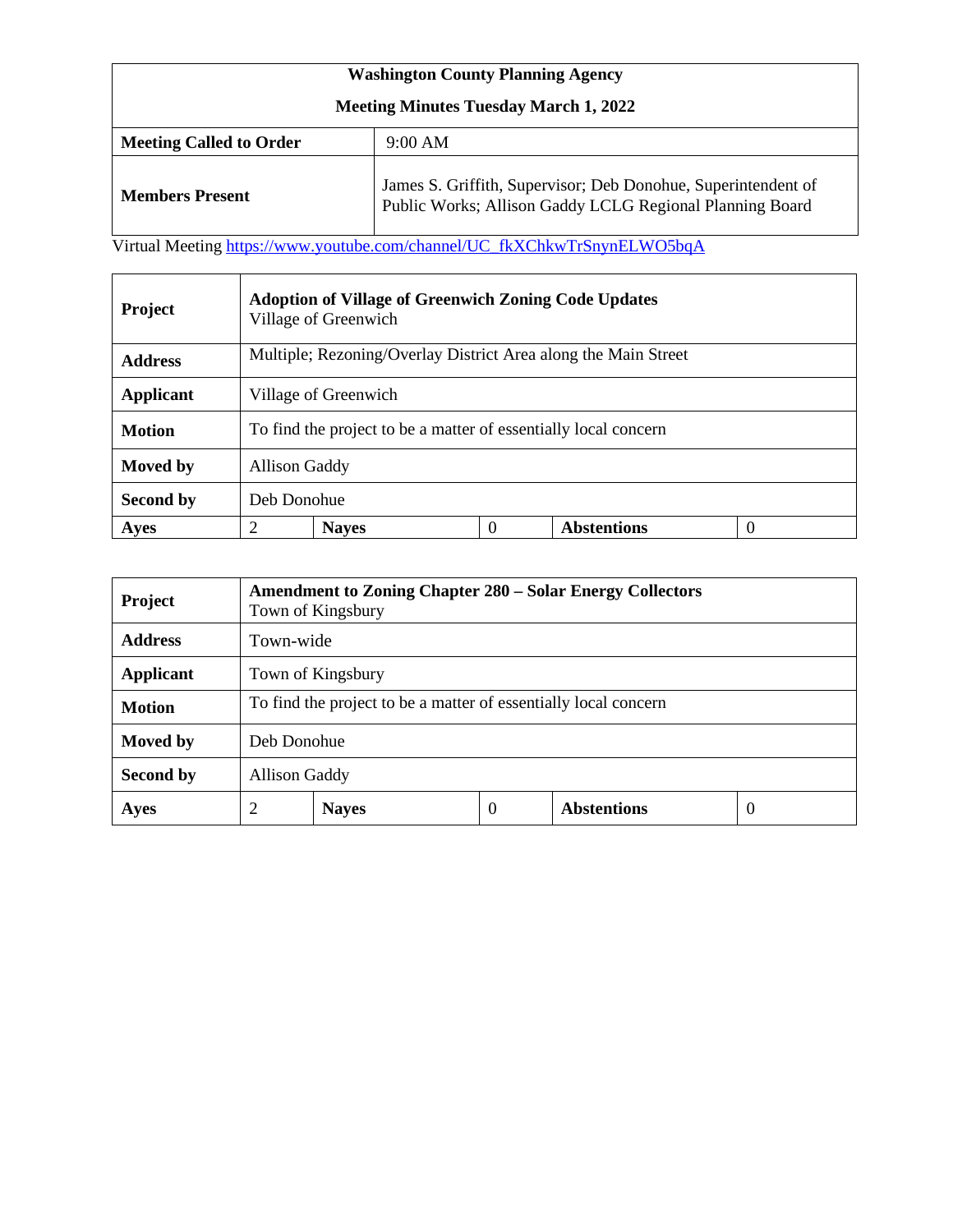| **Washington County Planning Agency** | |
|---|---|
| **Meeting Minutes Tuesday March 1, 2022** | |
| **Meeting Called to Order** | 9:00 AM |
| **Members Present** | James S. Griffith, Supervisor; Deb Donohue, Superintendent of Public Works; Allison Gaddy LCLG Regional Planning Board |

Virtual Meeting https://www.youtube.com/channel/UC_fkXChkwTrSnynELWO5bqA

| **Project** | **Adoption of Village of Greenwich Zoning Code Updates** Village of Greenwich | | | | |
|---|---|---|---|---|---|
| **Address** | Multiple; Rezoning/Overlay District Area along the Main Street | | | | |
| **Applicant** | Village of Greenwich | | | | |
| **Motion** | To find the project to be a matter of essentially local concern | | | | |
| **Moved by** | Allison Gaddy | | | | |
| **Second by** | Deb Donohue | | | | |
| **Ayes** | 2 | **Nayes** | 0 | **Abstentions** | 0 |

| **Project** | **Amendment to Zoning Chapter 280 – Solar Energy Collectors** Town of Kingsbury | | | | |
|---|---|---|---|---|---|
| **Address** | Town-wide | | | | |
| **Applicant** | Town of Kingsbury | | | | |
| **Motion** | To find the project to be a matter of essentially local concern | | | | |
| **Moved by** | Deb Donohue | | | | |
| **Second by** | Allison Gaddy | | | | |
| **Ayes** | 2 | **Nayes** | 0 | **Abstentions** | 0 |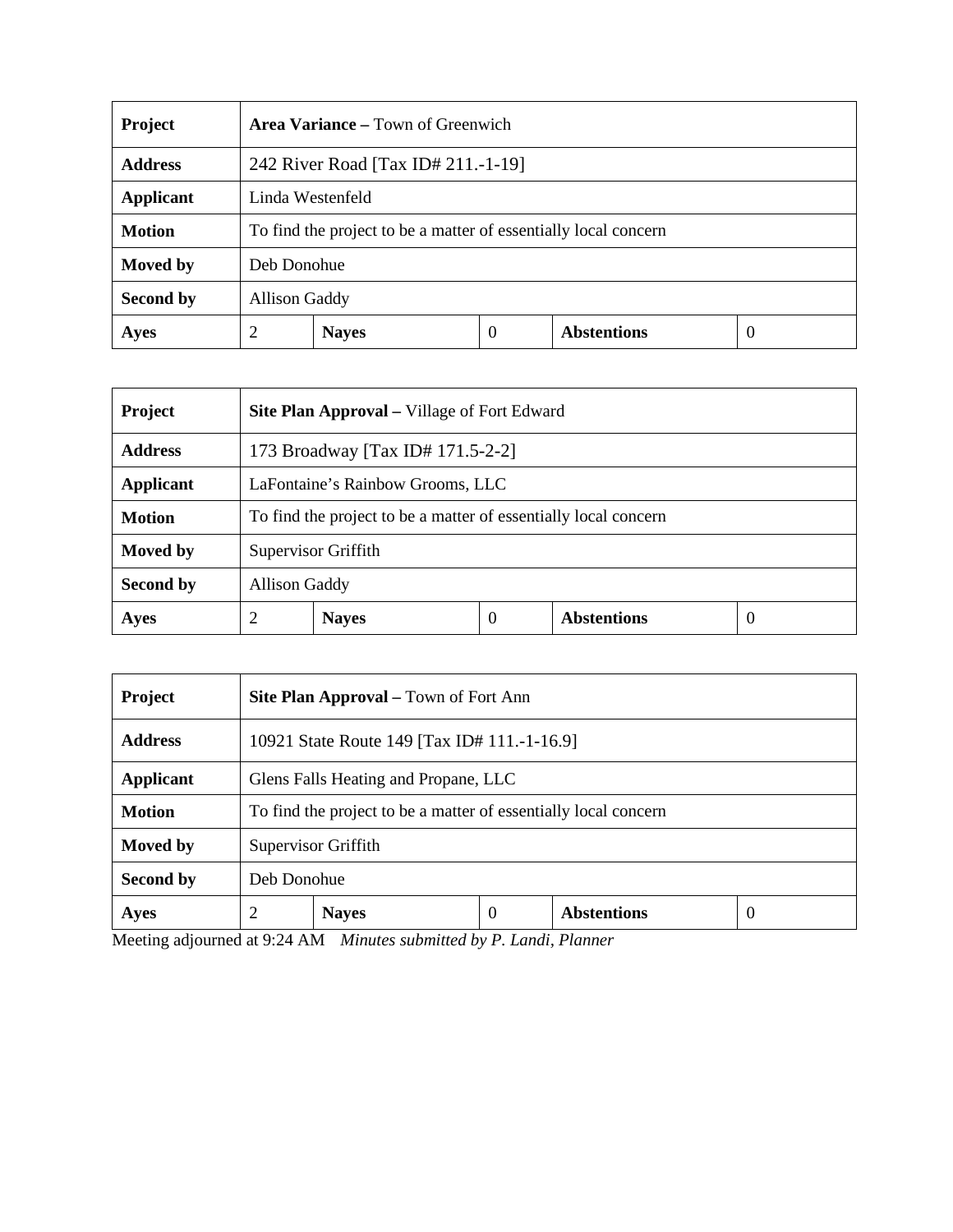| | | | | | |
|---|---|---|---|---|---|
| **Project** | **Area Variance –** Town of Greenwich | | | | |
| **Address** | 242 River Road [Tax ID# 211.-1-19] | | | | |
| **Applicant** | Linda Westenfeld | | | | |
| **Motion** | To find the project to be a matter of essentially local concern | | | | |
| **Moved by** | Deb Donohue | | | | |
| **Second by** | Allison Gaddy | | | | |
| **Ayes** | 2 | **Nayes** | 0 | **Abstentions** | 0 |

| | | | | | |
|---|---|---|---|---|---|
| **Project** | **Site Plan Approval –** Village of Fort Edward | | | | |
| **Address** | 173 Broadway [Tax ID# 171.5-2-2] | | | | |
| **Applicant** | LaFontaine's Rainbow Grooms, LLC | | | | |
| **Motion** | To find the project to be a matter of essentially local concern | | | | |
| **Moved by** | Supervisor Griffith | | | | |
| **Second by** | Allison Gaddy | | | | |
| **Ayes** | 2 | **Nayes** | 0 | **Abstentions** | 0 |

| | | | | | |
|---|---|---|---|---|---|
| **Project** | **Site Plan Approval –** Town of Fort Ann | | | | |
| **Address** | 10921 State Route 149 [Tax ID# 111.-1-16.9] | | | | |
| **Applicant** | Glens Falls Heating and Propane, LLC | | | | |
| **Motion** | To find the project to be a matter of essentially local concern | | | | |
| **Moved by** | Supervisor Griffith | | | | |
| **Second by** | Deb Donohue | | | | |
| **Ayes** | 2 | **Nayes** | 0 | **Abstentions** | 0 |

Meeting adjourned at 9:24 AM *Minutes submitted by P. Landi, Planner*